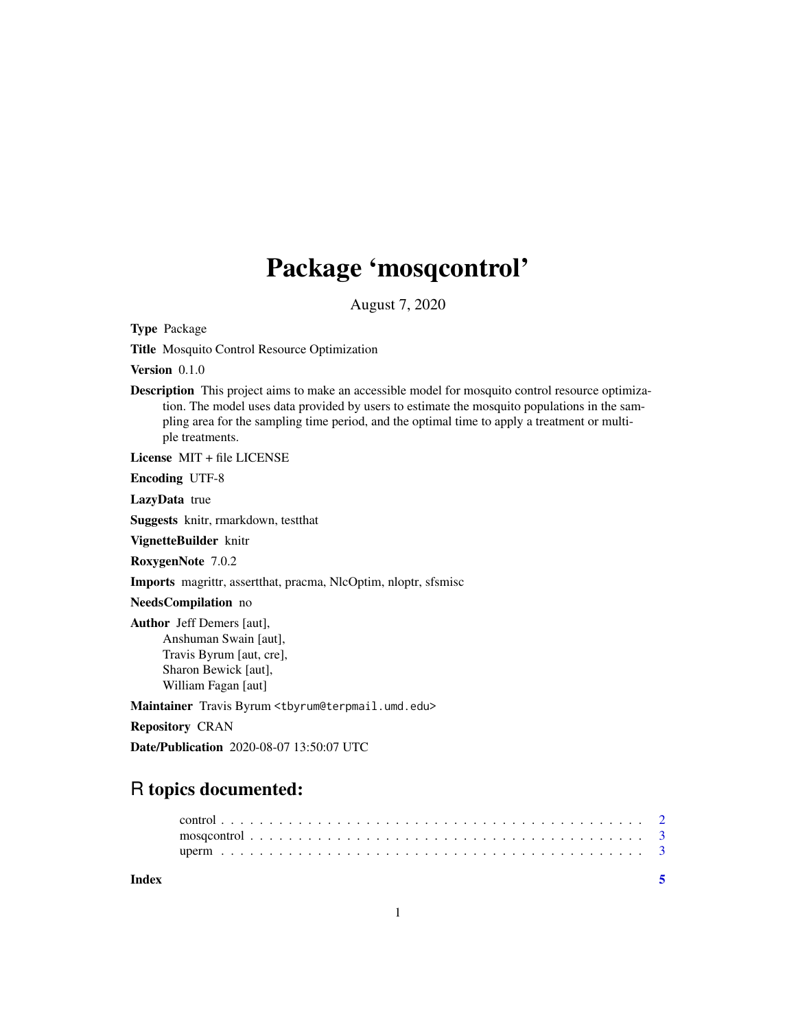# Package 'mosqcontrol'

August 7, 2020

**Type** Package

**Title** Mosquito Control Resource Optimization

**Version** 0.1.0

**Description** This project aims to make an accessible model for mosquito control resource optimization. The model uses data provided by users to estimate the mosquito populations in the sampling area for the sampling time period, and the optimal time to apply a treatment or multiple treatments.

**License** MIT + file LICENSE

**Encoding** UTF-8

**LazyData** true

**Suggests** knitr, rmarkdown, testthat

**VignetteBuilder** knitr

**RoxygenNote** 7.0.2

**Imports** magrittr, assertthat, pracma, NlcOptim, nloptr, sfsmisc

**NeedsCompilation** no

**Author** Jeff Demers [aut],
Anshuman Swain [aut],
Travis Byrum [aut, cre],
Sharon Bewick [aut],
William Fagan [aut]

**Maintainer** Travis Byrum <tbyrum@terpmail.umd.edu>

**Repository** CRAN

**Date/Publication** 2020-08-07 13:50:07 UTC

## R topics documented:

- control . . . . . . . . . . . . . . . . . . . . . . . . . . . . . . . . . . . . . . . . . 2
- mosqcontrol . . . . . . . . . . . . . . . . . . . . . . . . . . . . . . . . . . . . . . 3
- uperm . . . . . . . . . . . . . . . . . . . . . . . . . . . . . . . . . . . . . . . . . 3

**Index** 5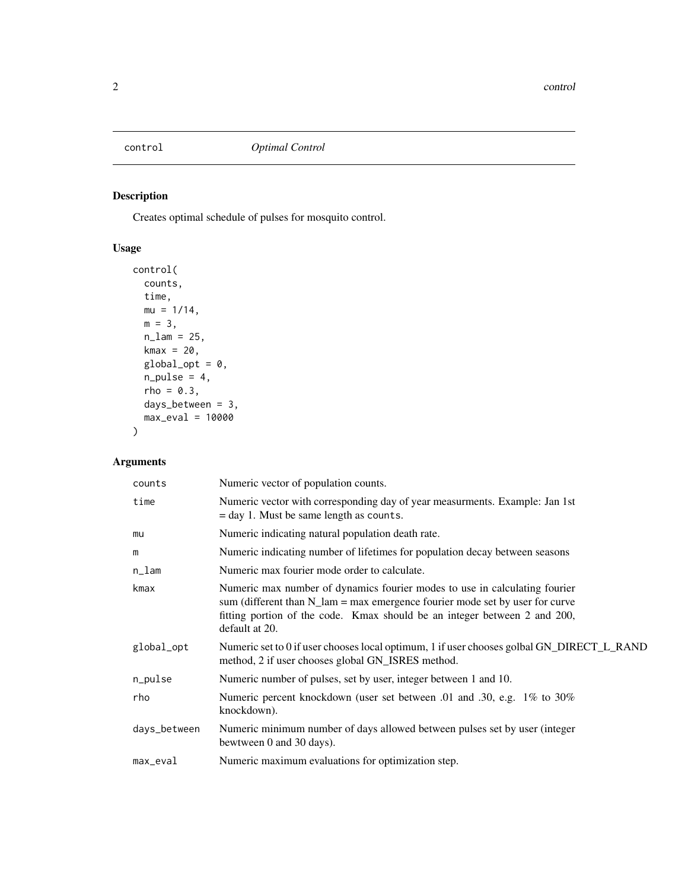# control — *Optimal Control*

## Description

Creates optimal schedule of pulses for mosquito control.

## Usage

```
control(
  counts,
  time,
  mu = 1/14,
  m = 3,
  n_lam = 25,
  kmax = 20,
  global_opt = 0,
  n_pulse = 4,
  rho = 0.3,
  days_between = 3,
  max_eval = 10000
)
```

## Arguments

| Argument | Description |
| --- | --- |
| counts | Numeric vector of population counts. |
| time | Numeric vector with corresponding day of year measurments. Example: Jan 1st = day 1. Must be same length as counts. |
| mu | Numeric indicating natural population death rate. |
| m | Numeric indicating number of lifetimes for population decay between seasons |
| n_lam | Numeric max fourier mode order to calculate. |
| kmax | Numeric max number of dynamics fourier modes to use in calculating fourier sum (different than N_lam = max emergence fourier mode set by user for curve fitting portion of the code. Kmax should be an integer between 2 and 200, default at 20. |
| global_opt | Numeric set to 0 if user chooses local optimum, 1 if user chooses golbal GN_DIRECT_L_RAND method, 2 if user chooses global GN_ISRES method. |
| n_pulse | Numeric number of pulses, set by user, integer between 1 and 10. |
| rho | Numeric percent knockdown (user set between .01 and .30, e.g. 1% to 30% knockdown). |
| days_between | Numeric minimum number of days allowed between pulses set by user (integer bewtween 0 and 30 days). |
| max_eval | Numeric maximum evaluations for optimization step. |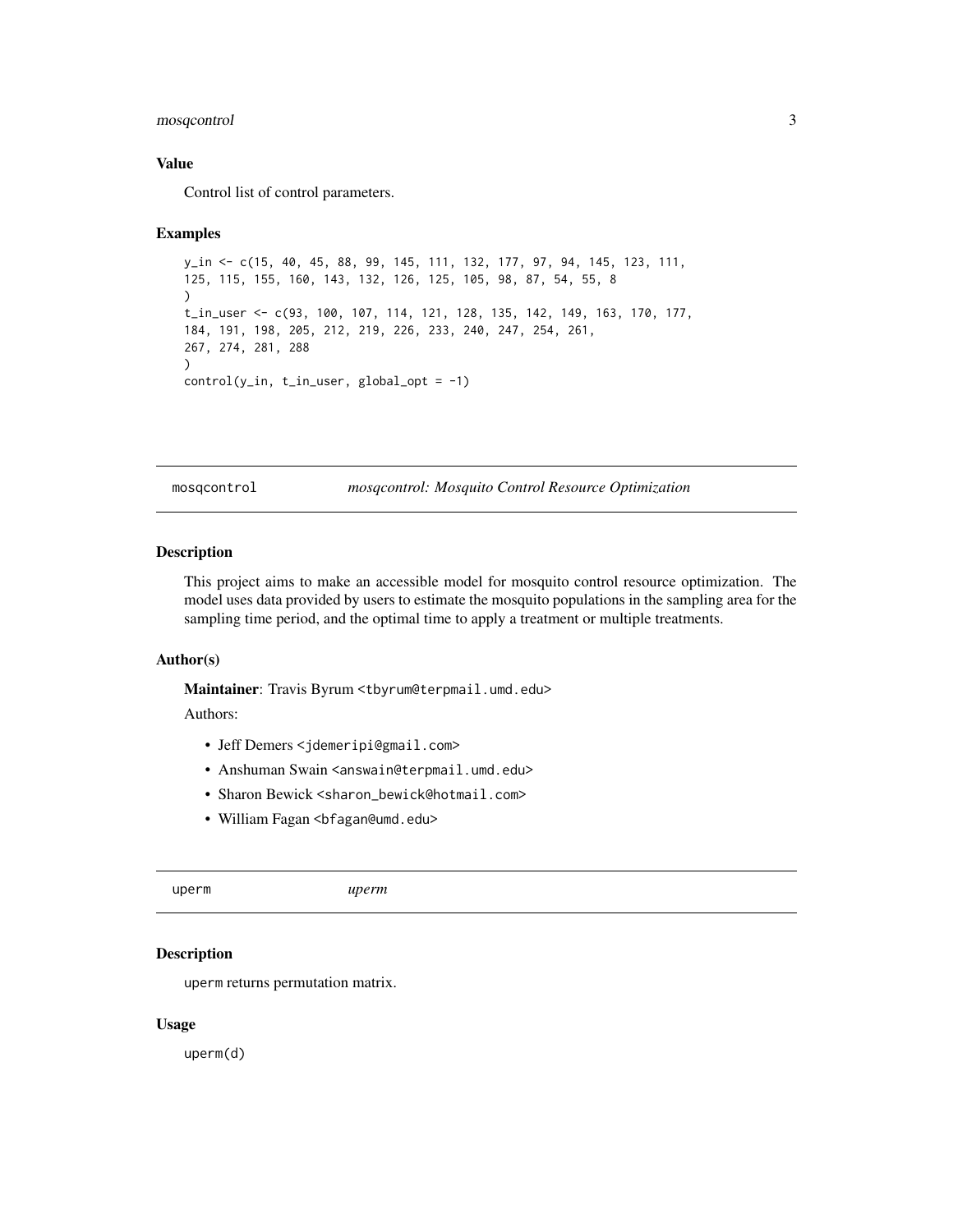### Value

Control list of control parameters.

### Examples

```
y_in <- c(15, 40, 45, 88, 99, 145, 111, 132, 177, 97, 94, 145, 123, 111,
125, 115, 155, 160, 143, 132, 126, 125, 105, 98, 87, 54, 55, 8
)
t_in_user <- c(93, 100, 107, 114, 121, 128, 135, 142, 149, 163, 170, 177,
184, 191, 198, 205, 212, 219, 226, 233, 240, 247, 254, 261,
267, 274, 281, 288
)
control(y_in, t_in_user, global_opt = -1)
```

---

## mosqcontrol — *mosqcontrol: Mosquito Control Resource Optimization*

### Description

This project aims to make an accessible model for mosquito control resource optimization. The model uses data provided by users to estimate the mosquito populations in the sampling area for the sampling time period, and the optimal time to apply a treatment or multiple treatments.

### Author(s)

**Maintainer**: Travis Byrum <tbyrum@terpmail.umd.edu>

Authors:

- Jeff Demers <jdemeripi@gmail.com>
- Anshuman Swain <answain@terpmail.umd.edu>
- Sharon Bewick <sharon_bewick@hotmail.com>
- William Fagan <bfagan@umd.edu>

---

## uperm — *uperm*

### Description

uperm returns permutation matrix.

### Usage

```
uperm(d)
```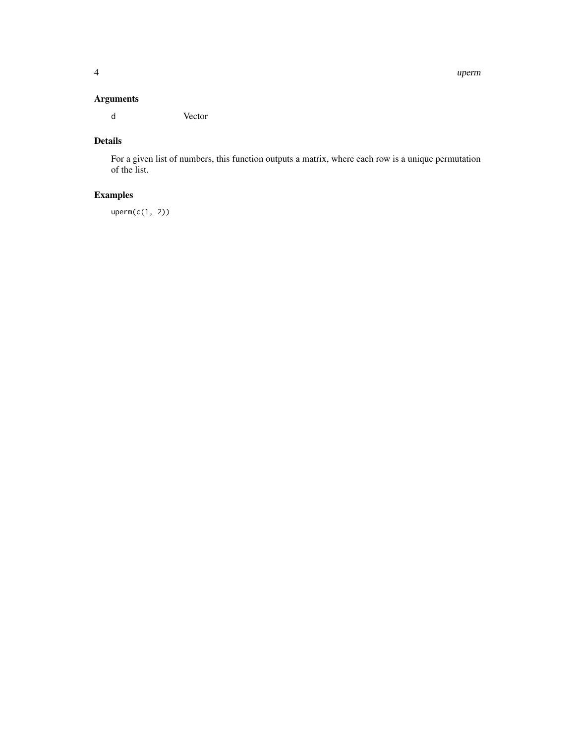### Arguments

`d` Vector

### Details

For a given list of numbers, this function outputs a matrix, where each row is a unique permutation of the list.

### Examples

```
uperm(c(1, 2))
```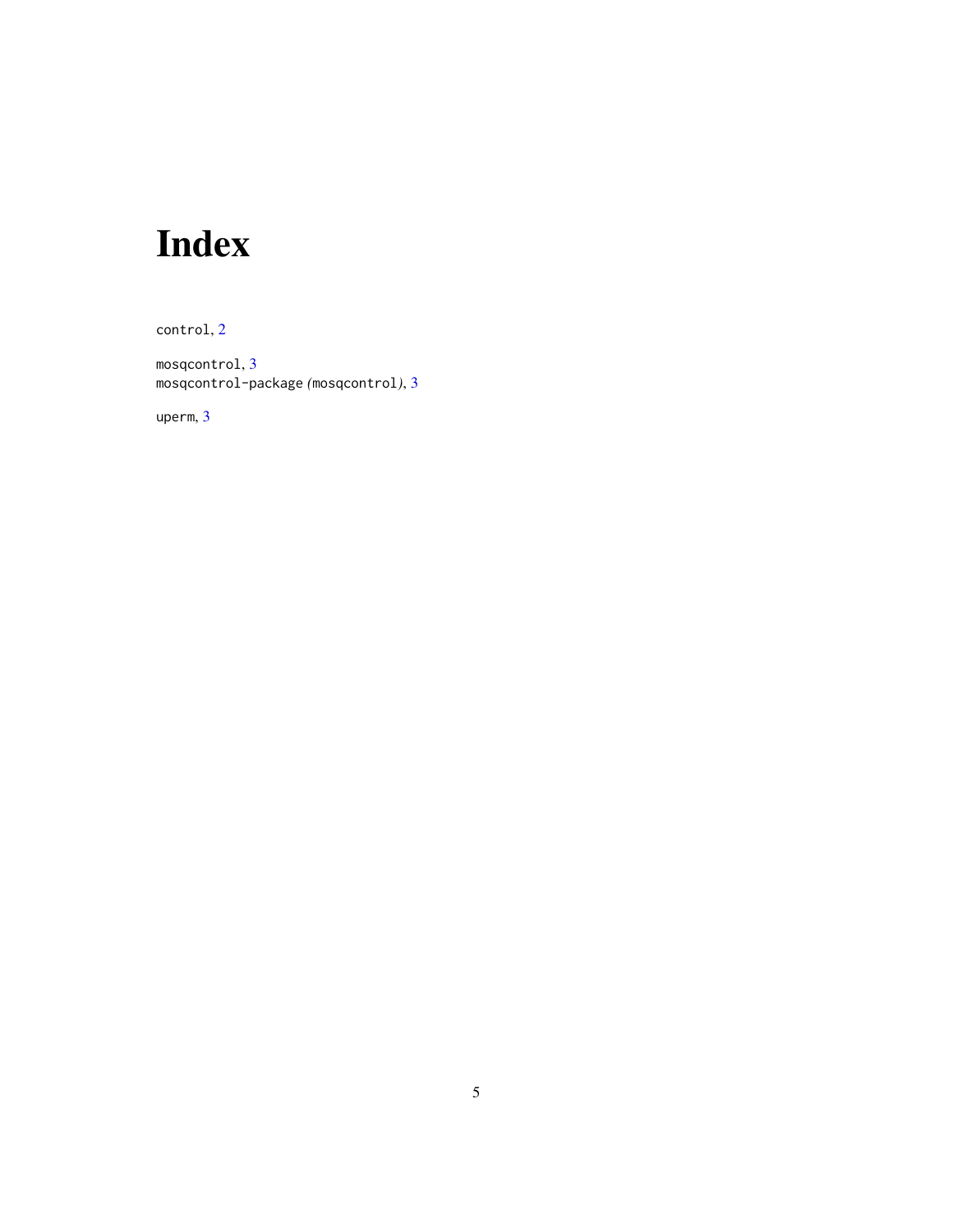# Index

control, 2

mosqcontrol, 3
mosqcontrol-package (mosqcontrol), 3

uperm, 3